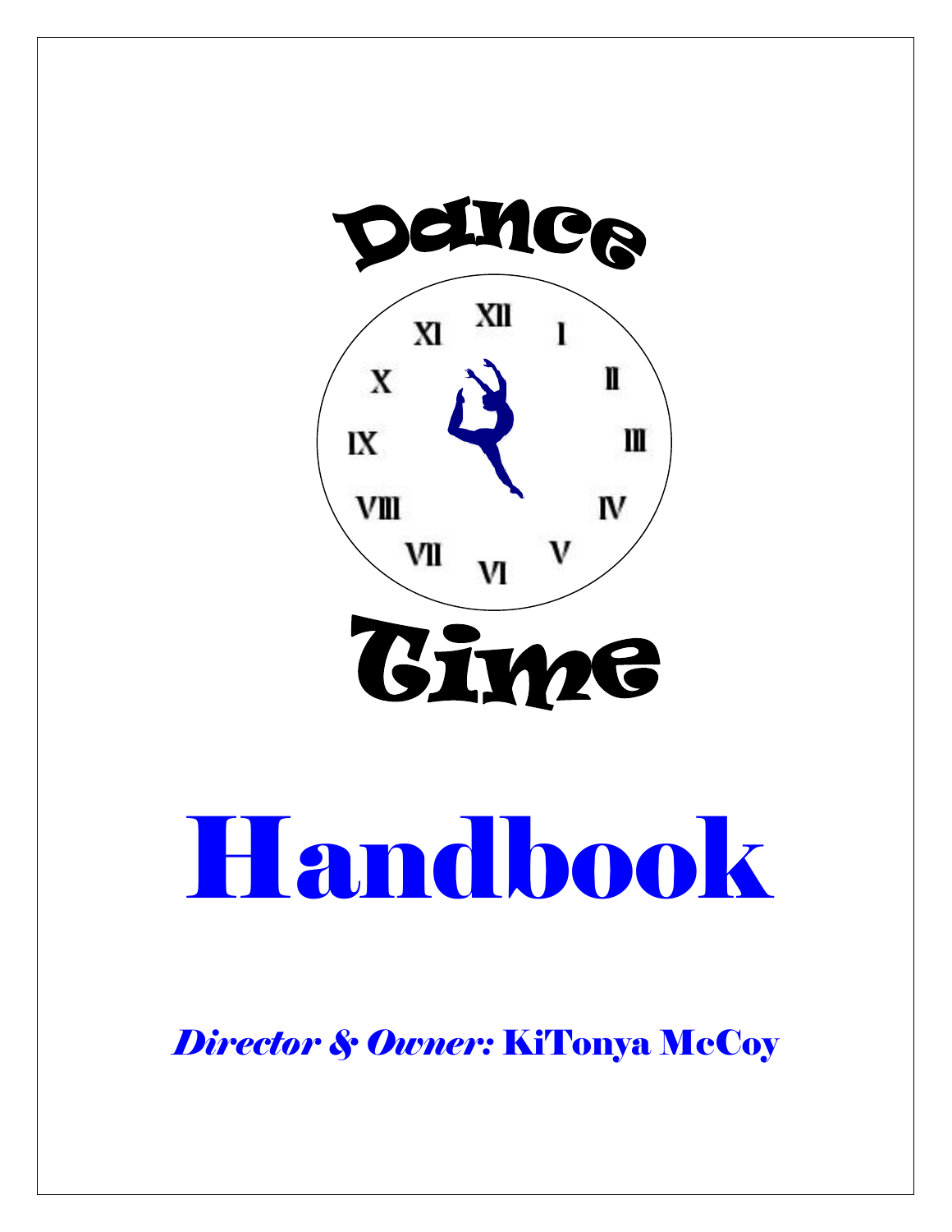# Dance Time

# Handbook

***Director & Owner:*** **KiTonya McCoy**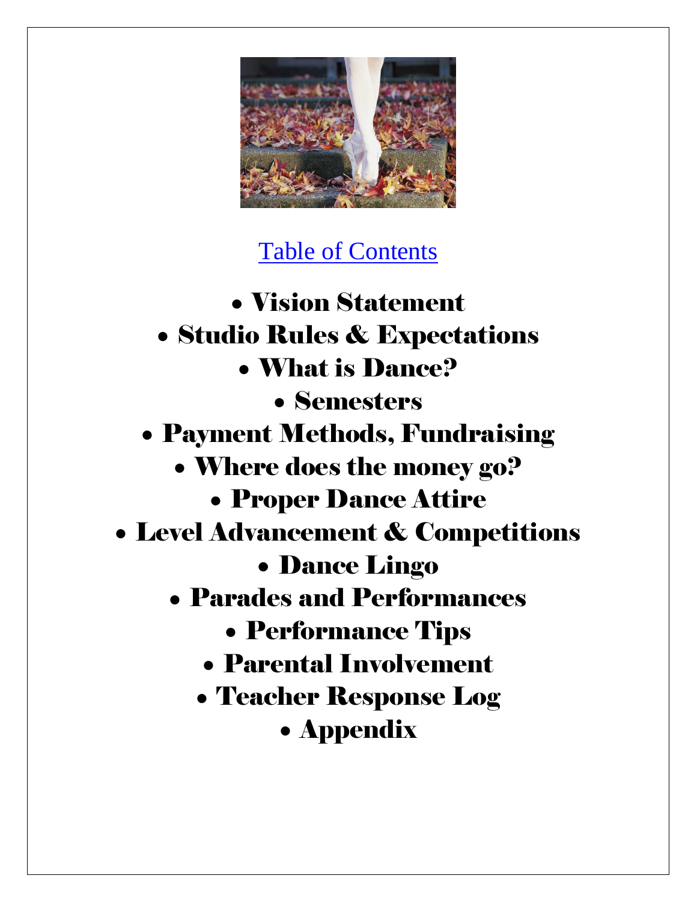Table of Contents

- **Vision Statement**
- **Studio Rules & Expectations**
- **What is Dance?**
- **Semesters**
- **Payment Methods, Fundraising**
- **Where does the money go?**
- **Proper Dance Attire**
- **Level Advancement & Competitions**
- **Dance Lingo**
- **Parades and Performances**
- **Performance Tips**
- **Parental Involvement**
- **Teacher Response Log**
- **Appendix**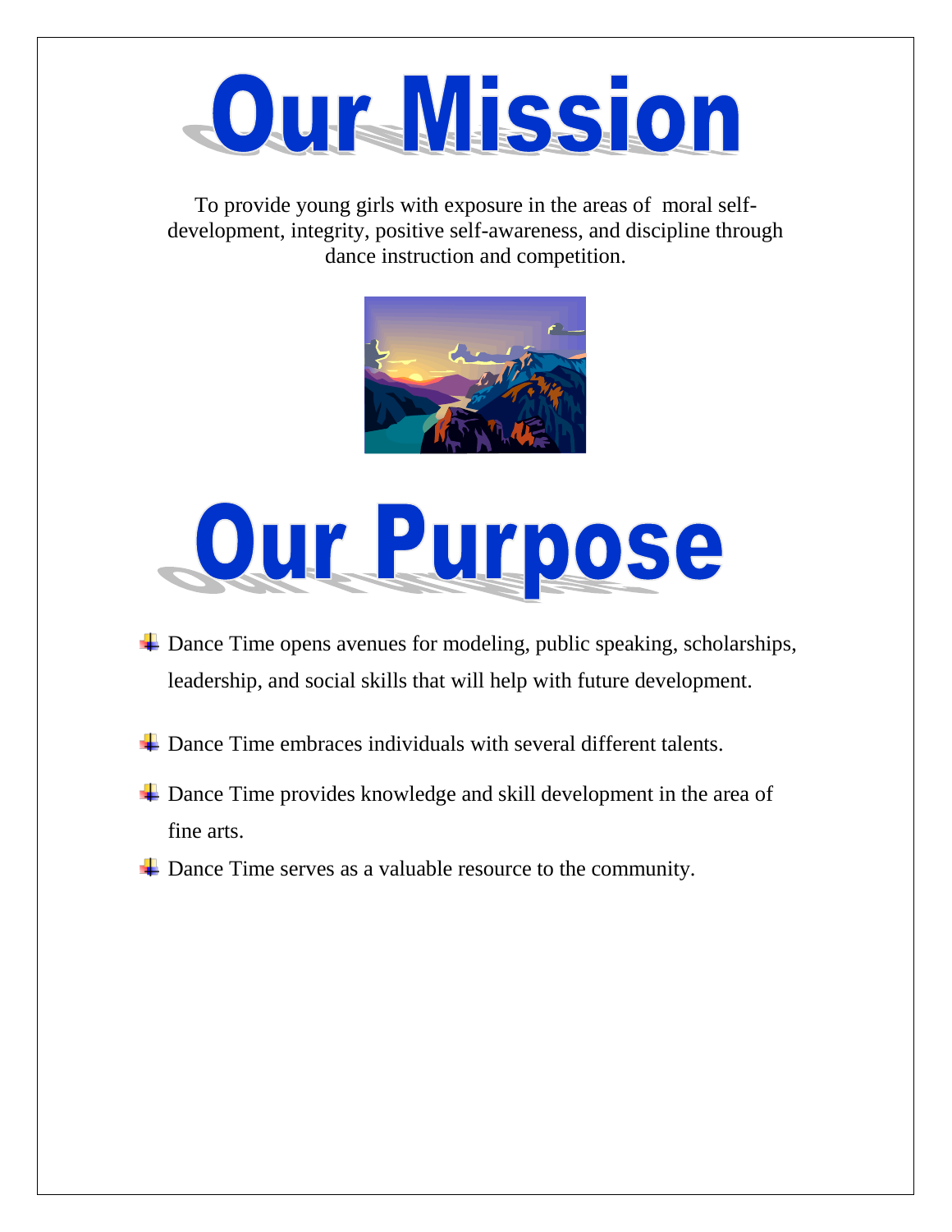# Our Mission

To provide young girls with exposure in the areas of moral self-development, integrity, positive self-awareness, and discipline through dance instruction and competition.

# Our Purpose

- Dance Time opens avenues for modeling, public speaking, scholarships, leadership, and social skills that will help with future development.
- Dance Time embraces individuals with several different talents.
- Dance Time provides knowledge and skill development in the area of fine arts.
- Dance Time serves as a valuable resource to the community.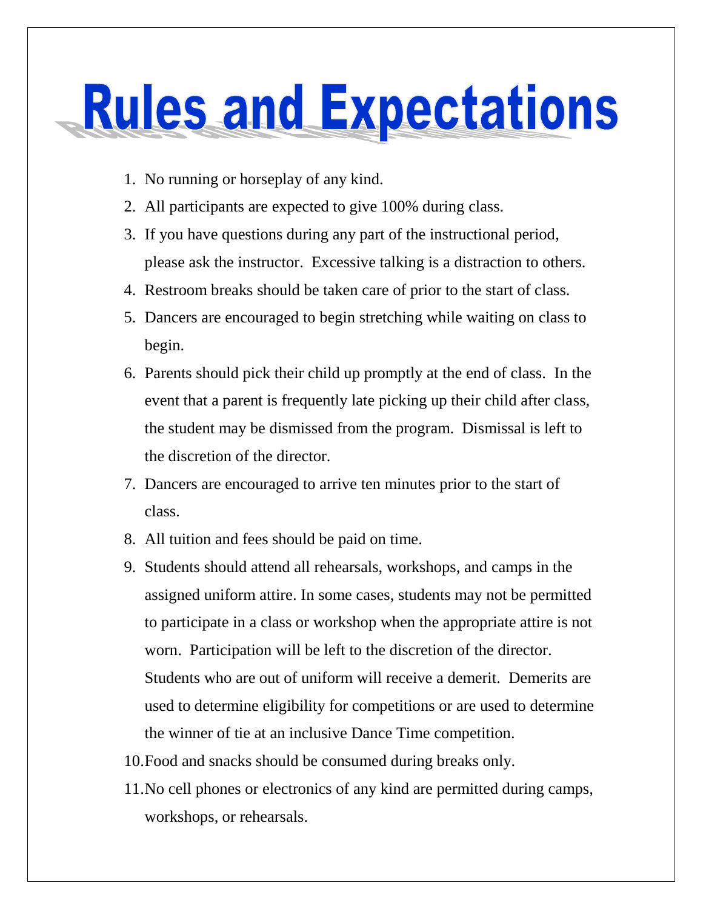# Rules and Expectations

1. No running or horseplay of any kind.
2. All participants are expected to give 100% during class.
3. If you have questions during any part of the instructional period, please ask the instructor. Excessive talking is a distraction to others.
4. Restroom breaks should be taken care of prior to the start of class.
5. Dancers are encouraged to begin stretching while waiting on class to begin.
6. Parents should pick their child up promptly at the end of class. In the event that a parent is frequently late picking up their child after class, the student may be dismissed from the program. Dismissal is left to the discretion of the director.
7. Dancers are encouraged to arrive ten minutes prior to the start of class.
8. All tuition and fees should be paid on time.
9. Students should attend all rehearsals, workshops, and camps in the assigned uniform attire. In some cases, students may not be permitted to participate in a class or workshop when the appropriate attire is not worn. Participation will be left to the discretion of the director. Students who are out of uniform will receive a demerit. Demerits are used to determine eligibility for competitions or are used to determine the winner of tie at an inclusive Dance Time competition.
10. Food and snacks should be consumed during breaks only.
11. No cell phones or electronics of any kind are permitted during camps, workshops, or rehearsals.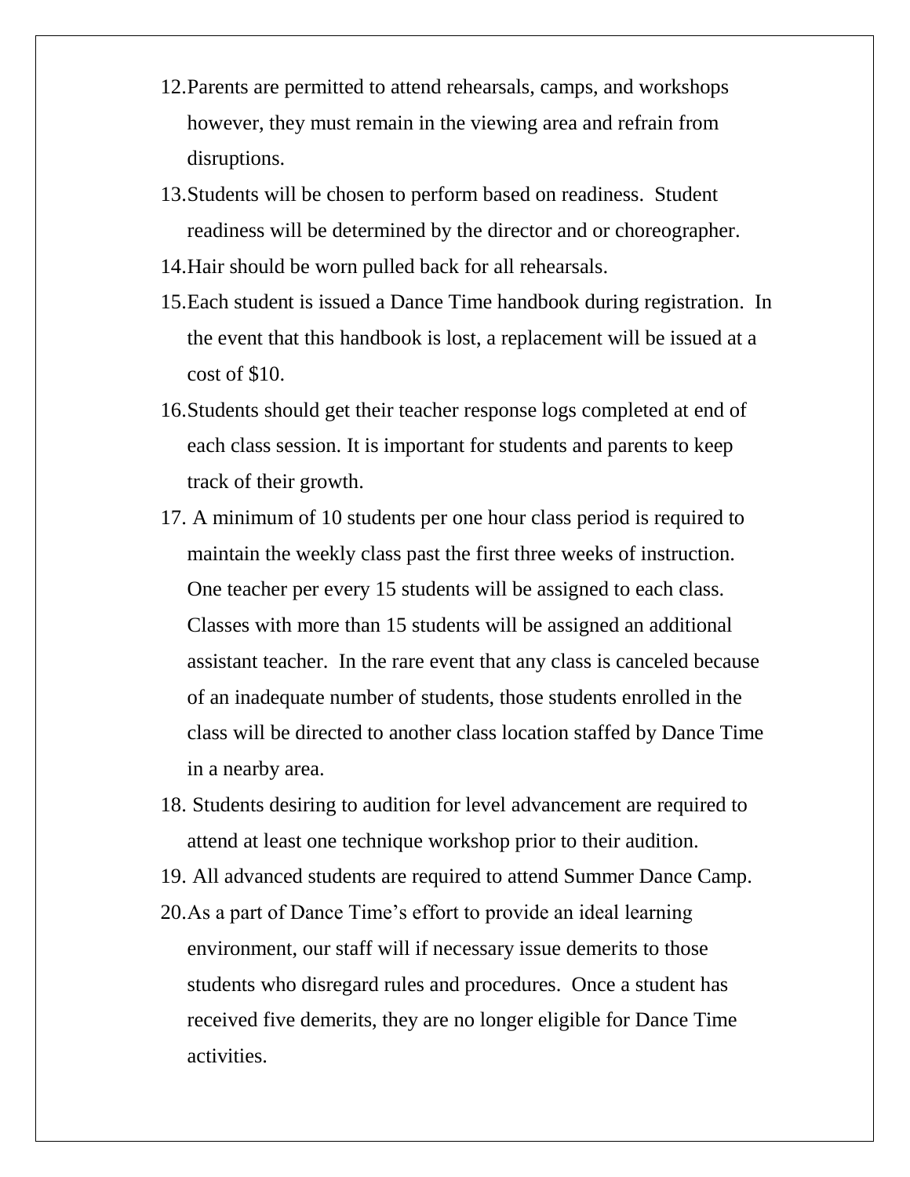12. Parents are permitted to attend rehearsals, camps, and workshops however, they must remain in the viewing area and refrain from disruptions.
13. Students will be chosen to perform based on readiness. Student readiness will be determined by the director and or choreographer.
14. Hair should be worn pulled back for all rehearsals.
15. Each student is issued a Dance Time handbook during registration. In the event that this handbook is lost, a replacement will be issued at a cost of $10.
16. Students should get their teacher response logs completed at end of each class session. It is important for students and parents to keep track of their growth.
17. A minimum of 10 students per one hour class period is required to maintain the weekly class past the first three weeks of instruction. One teacher per every 15 students will be assigned to each class. Classes with more than 15 students will be assigned an additional assistant teacher. In the rare event that any class is canceled because of an inadequate number of students, those students enrolled in the class will be directed to another class location staffed by Dance Time in a nearby area.
18. Students desiring to audition for level advancement are required to attend at least one technique workshop prior to their audition.
19. All advanced students are required to attend Summer Dance Camp.
20. As a part of Dance Time's effort to provide an ideal learning environment, our staff will if necessary issue demerits to those students who disregard rules and procedures. Once a student has received five demerits, they are no longer eligible for Dance Time activities.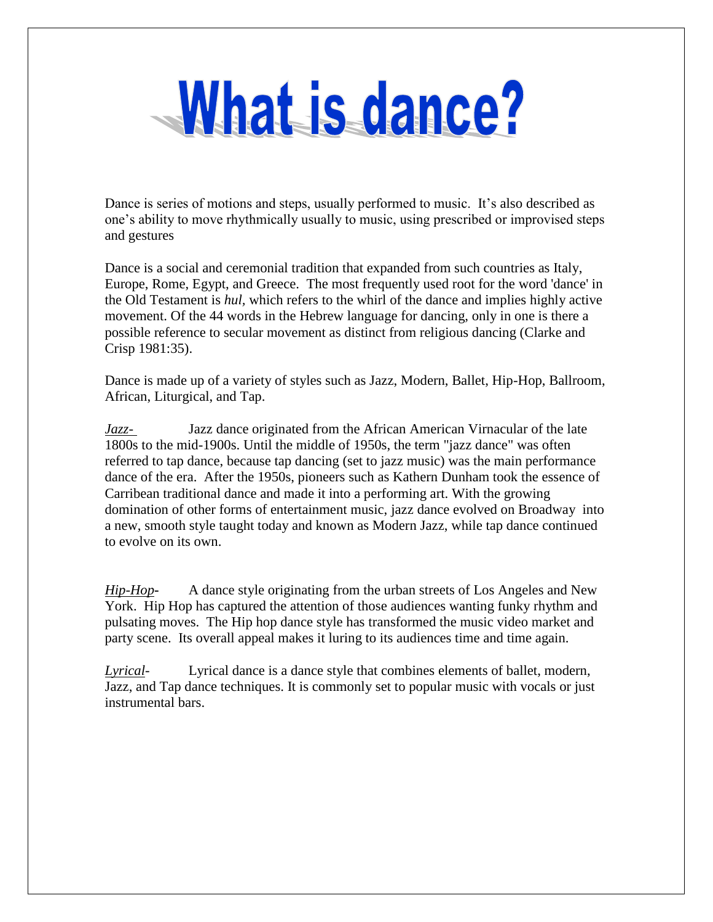# What is dance?

Dance is series of motions and steps, usually performed to music. It's also described as one's ability to move rhythmically usually to music, using prescribed or improvised steps and gestures

Dance is a social and ceremonial tradition that expanded from such countries as Italy, Europe, Rome, Egypt, and Greece. The most frequently used root for the word 'dance' in the Old Testament is *hul*, which refers to the whirl of the dance and implies highly active movement. Of the 44 words in the Hebrew language for dancing, only in one is there a possible reference to secular movement as distinct from religious dancing (Clarke and Crisp 1981:35).

Dance is made up of a variety of styles such as Jazz, Modern, Ballet, Hip-Hop, Ballroom, African, Liturgical, and Tap.

*Jazz-* Jazz dance originated from the African American Virnacular of the late 1800s to the mid-1900s. Until the middle of 1950s, the term "jazz dance" was often referred to tap dance, because tap dancing (set to jazz music) was the main performance dance of the era. After the 1950s, pioneers such as Kathern Dunham took the essence of Carribean traditional dance and made it into a performing art. With the growing domination of other forms of entertainment music, jazz dance evolved on Broadway into a new, smooth style taught today and known as Modern Jazz, while tap dance continued to evolve on its own.

*Hip-Hop*- A dance style originating from the urban streets of Los Angeles and New York. Hip Hop has captured the attention of those audiences wanting funky rhythm and pulsating moves. The Hip hop dance style has transformed the music video market and party scene. Its overall appeal makes it luring to its audiences time and time again.

*Lyrical*- Lyrical dance is a dance style that combines elements of ballet, modern, Jazz, and Tap dance techniques. It is commonly set to popular music with vocals or just instrumental bars.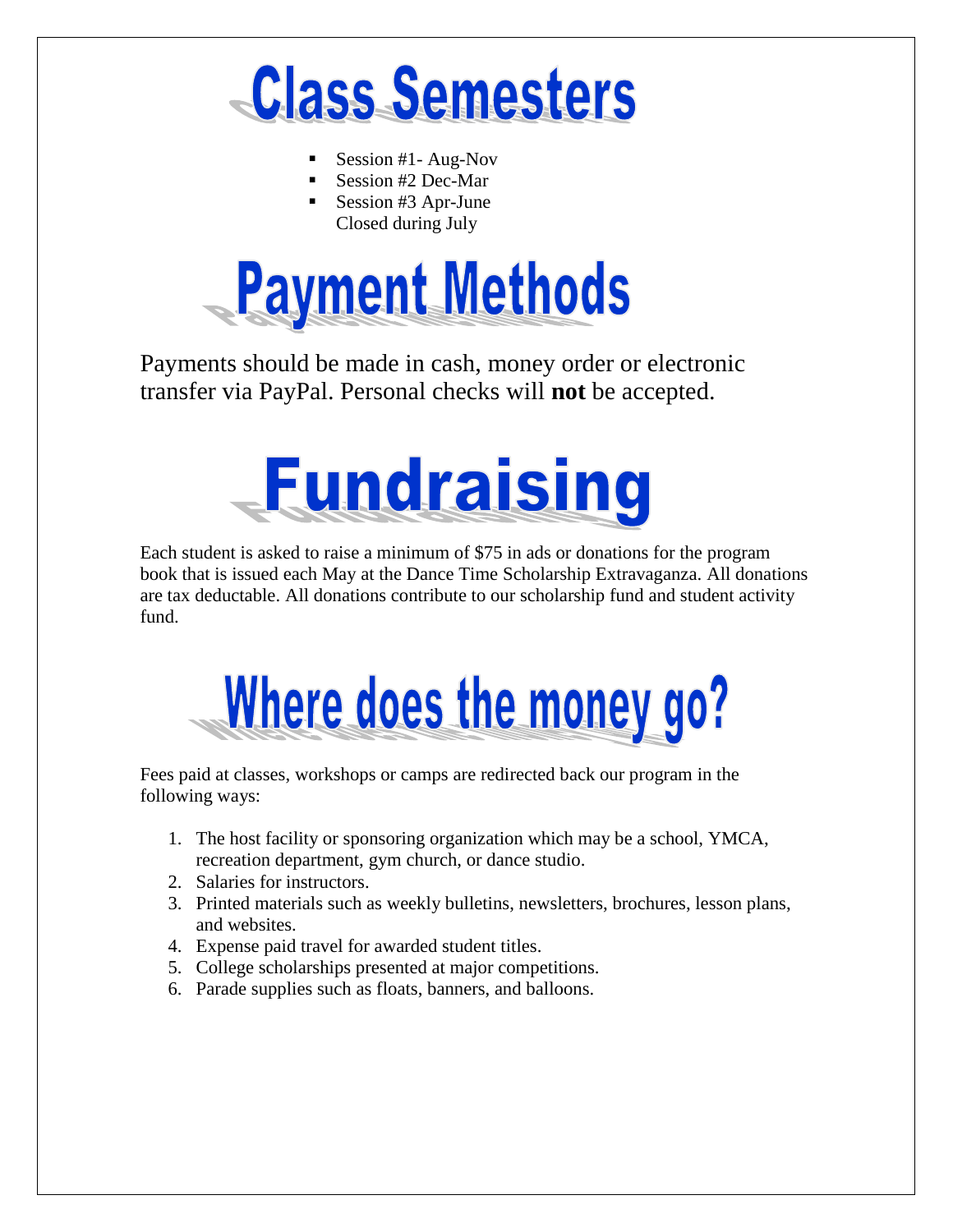# Class Semesters

- Session #1- Aug-Nov
- Session #2 Dec-Mar
- Session #3 Apr-June
  Closed during July

# Payment Methods

Payments should be made in cash, money order or electronic transfer via PayPal. Personal checks will **not** be accepted.

# Fundraising

Each student is asked to raise a minimum of $75 in ads or donations for the program book that is issued each May at the Dance Time Scholarship Extravaganza. All donations are tax deductable. All donations contribute to our scholarship fund and student activity fund.

# Where does the money go?

Fees paid at classes, workshops or camps are redirected back our program in the following ways:

1. The host facility or sponsoring organization which may be a school, YMCA, recreation department, gym church, or dance studio.
2. Salaries for instructors.
3. Printed materials such as weekly bulletins, newsletters, brochures, lesson plans, and websites.
4. Expense paid travel for awarded student titles.
5. College scholarships presented at major competitions.
6. Parade supplies such as floats, banners, and balloons.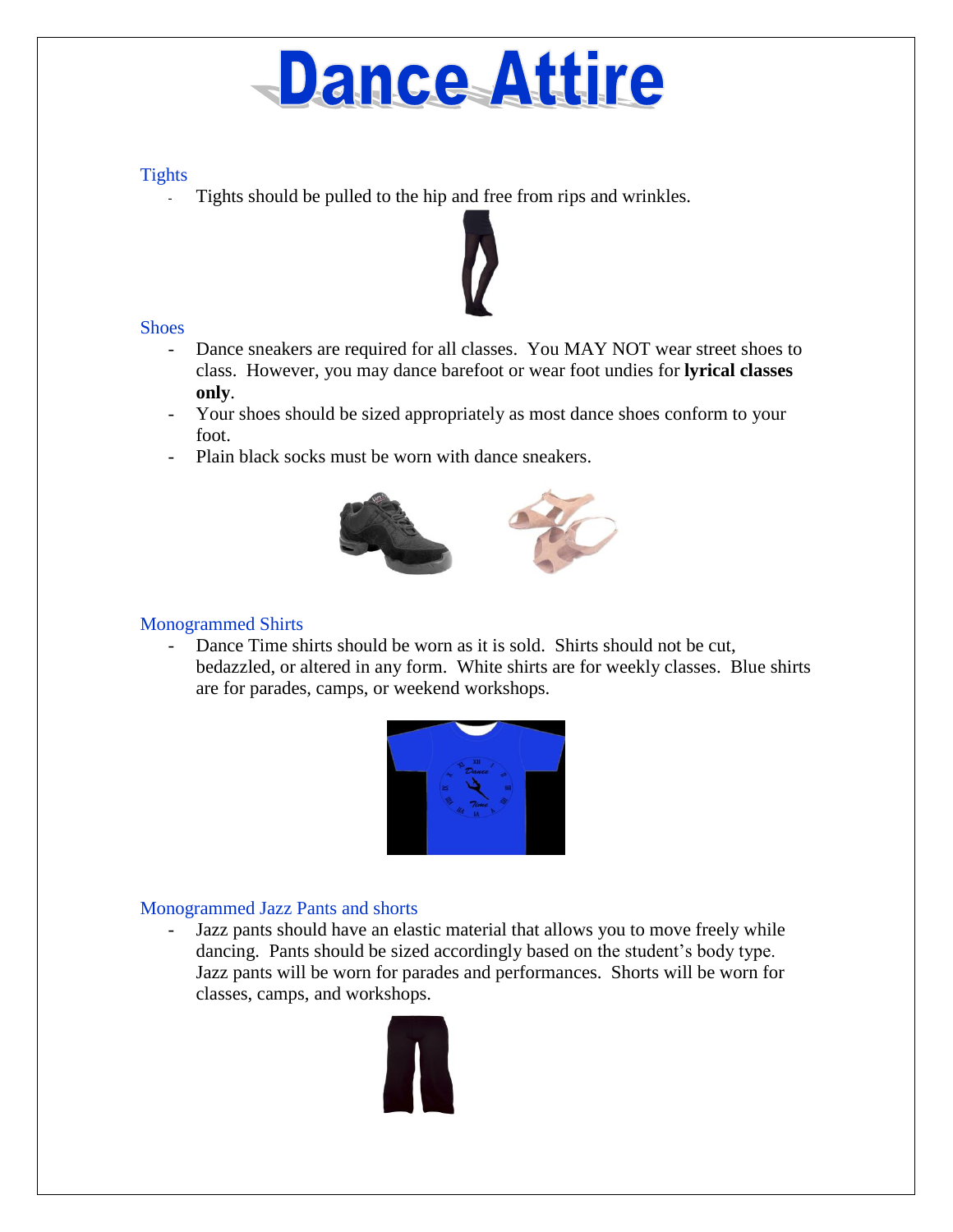# Dance Attire

## Tights

- Tights should be pulled to the hip and free from rips and wrinkles.

## Shoes

- Dance sneakers are required for all classes. You MAY NOT wear street shoes to class. However, you may dance barefoot or wear foot undies for **lyrical classes only**.
- Your shoes should be sized appropriately as most dance shoes conform to your foot.
- Plain black socks must be worn with dance sneakers.

## Monogrammed Shirts

- Dance Time shirts should be worn as it is sold. Shirts should not be cut, bedazzled, or altered in any form. White shirts are for weekly classes. Blue shirts are for parades, camps, or weekend workshops.

## Monogrammed Jazz Pants and shorts

- Jazz pants should have an elastic material that allows you to move freely while dancing. Pants should be sized accordingly based on the student's body type. Jazz pants will be worn for parades and performances. Shorts will be worn for classes, camps, and workshops.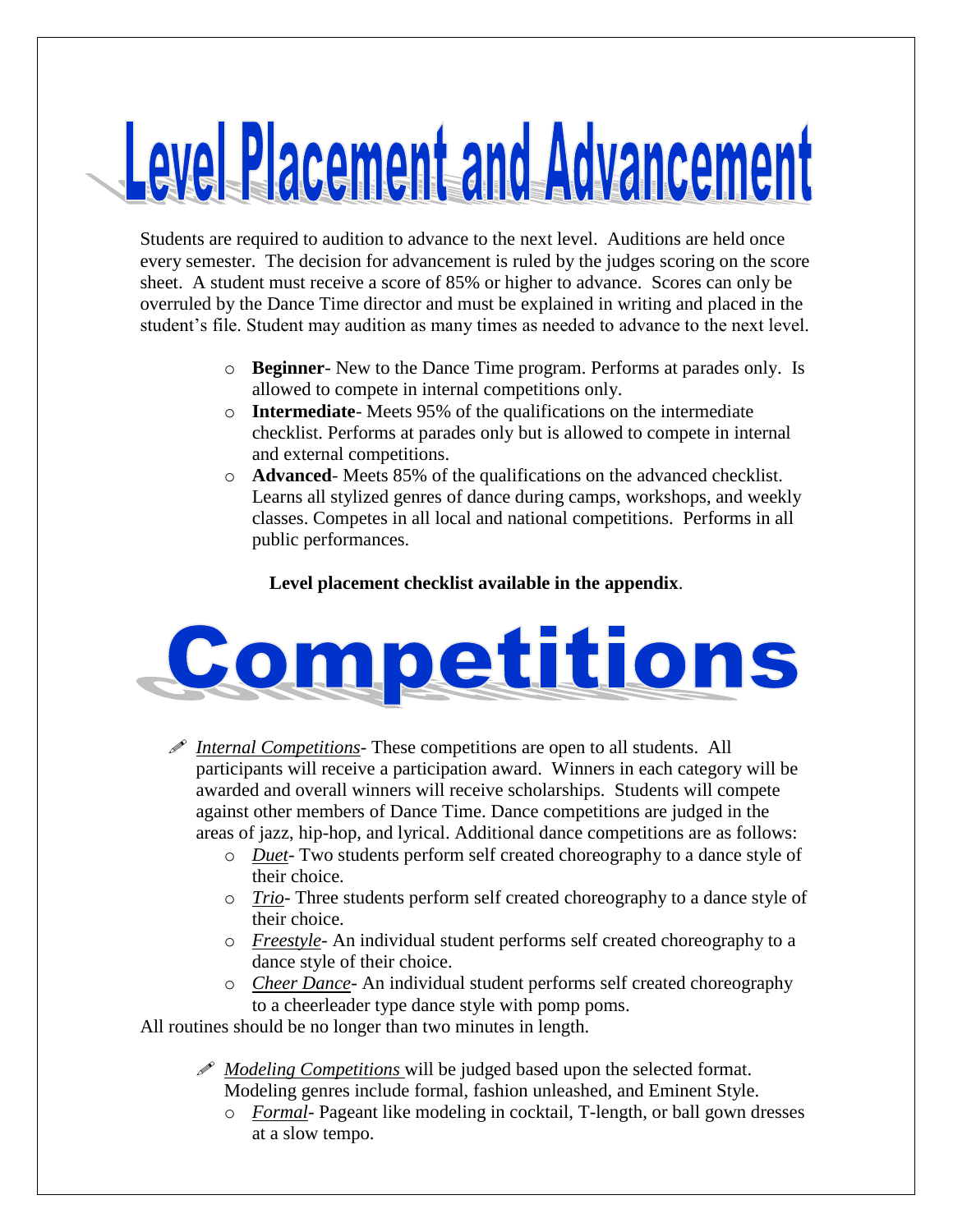# Level Placement and Advancement

Students are required to audition to advance to the next level. Auditions are held once every semester. The decision for advancement is ruled by the judges scoring on the score sheet. A student must receive a score of 85% or higher to advance. Scores can only be overruled by the Dance Time director and must be explained in writing and placed in the student's file. Student may audition as many times as needed to advance to the next level.

- **Beginner**- New to the Dance Time program. Performs at parades only. Is allowed to compete in internal competitions only.
- **Intermediate**- Meets 95% of the qualifications on the intermediate checklist. Performs at parades only but is allowed to compete in internal and external competitions.
- **Advanced**- Meets 85% of the qualifications on the advanced checklist. Learns all stylized genres of dance during camps, workshops, and weekly classes. Competes in all local and national competitions. Performs in all public performances.

**Level placement checklist available in the appendix**.

# Competitions

- *Internal Competitions*- These competitions are open to all students. All participants will receive a participation award. Winners in each category will be awarded and overall winners will receive scholarships. Students will compete against other members of Dance Time. Dance competitions are judged in the areas of jazz, hip-hop, and lyrical. Additional dance competitions are as follows:
  - *Duet*- Two students perform self created choreography to a dance style of their choice.
  - *Trio*- Three students perform self created choreography to a dance style of their choice.
  - *Freestyle*- An individual student performs self created choreography to a dance style of their choice.
  - *Cheer Dance*- An individual student performs self created choreography to a cheerleader type dance style with pomp poms.

All routines should be no longer than two minutes in length.

- *Modeling Competitions* will be judged based upon the selected format. Modeling genres include formal, fashion unleashed, and Eminent Style.
  - *Formal*- Pageant like modeling in cocktail, T-length, or ball gown dresses at a slow tempo.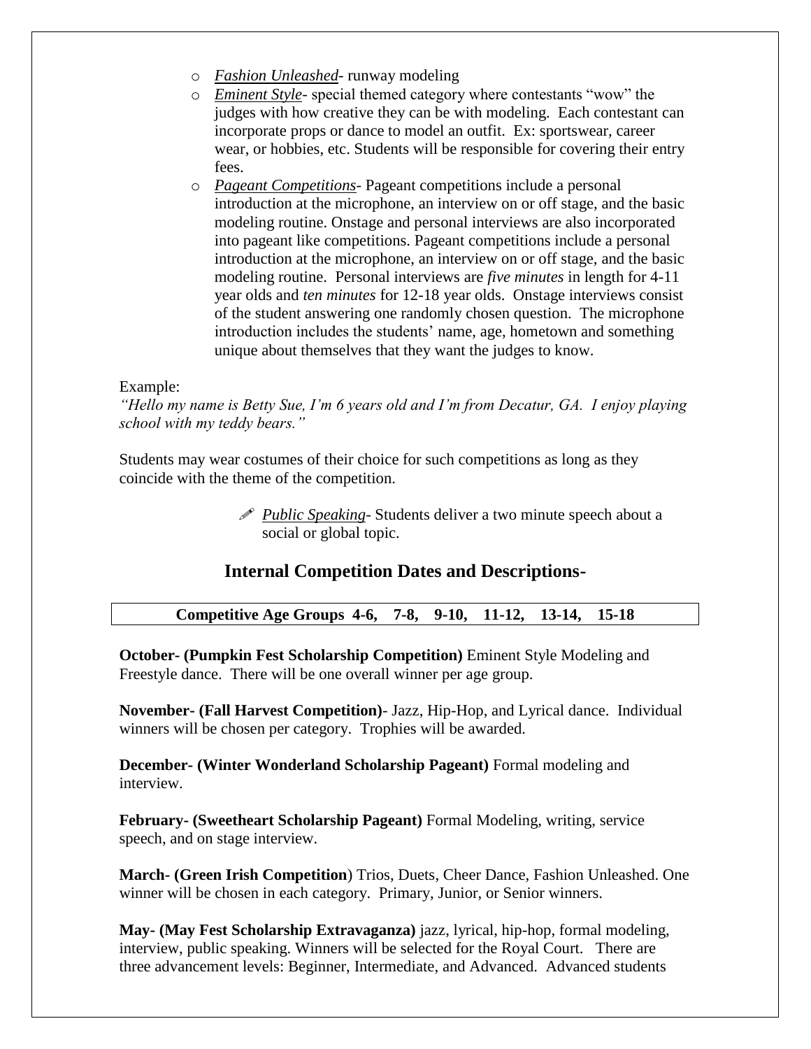- *Fashion Unleashed*- runway modeling
- *Eminent Style*- special themed category where contestants "wow" the judges with how creative they can be with modeling. Each contestant can incorporate props or dance to model an outfit. Ex: sportswear, career wear, or hobbies, etc. Students will be responsible for covering their entry fees.
- *Pageant Competitions*- Pageant competitions include a personal introduction at the microphone, an interview on or off stage, and the basic modeling routine. Onstage and personal interviews are also incorporated into pageant like competitions. Pageant competitions include a personal introduction at the microphone, an interview on or off stage, and the basic modeling routine. Personal interviews are *five minutes* in length for 4-11 year olds and *ten minutes* for 12-18 year olds. Onstage interviews consist of the student answering one randomly chosen question. The microphone introduction includes the students' name, age, hometown and something unique about themselves that they want the judges to know.

Example:
*"Hello my name is Betty Sue, I'm 6 years old and I'm from Decatur, GA. I enjoy playing school with my teddy bears."*

Students may wear costumes of their choice for such competitions as long as they coincide with the theme of the competition.

- *Public Speaking*- Students deliver a two minute speech about a social or global topic.

## Internal Competition Dates and Descriptions-

**Competitive Age Groups 4-6, 7-8, 9-10, 11-12, 13-14, 15-18**

**October- (Pumpkin Fest Scholarship Competition)** Eminent Style Modeling and Freestyle dance. There will be one overall winner per age group.

**November- (Fall Harvest Competition)**- Jazz, Hip-Hop, and Lyrical dance. Individual winners will be chosen per category. Trophies will be awarded.

**December- (Winter Wonderland Scholarship Pageant)** Formal modeling and interview.

**February- (Sweetheart Scholarship Pageant)** Formal Modeling, writing, service speech, and on stage interview.

**March- (Green Irish Competition**) Trios, Duets, Cheer Dance, Fashion Unleashed. One winner will be chosen in each category. Primary, Junior, or Senior winners.

**May- (May Fest Scholarship Extravaganza)** jazz, lyrical, hip-hop, formal modeling, interview, public speaking. Winners will be selected for the Royal Court. There are three advancement levels: Beginner, Intermediate, and Advanced. Advanced students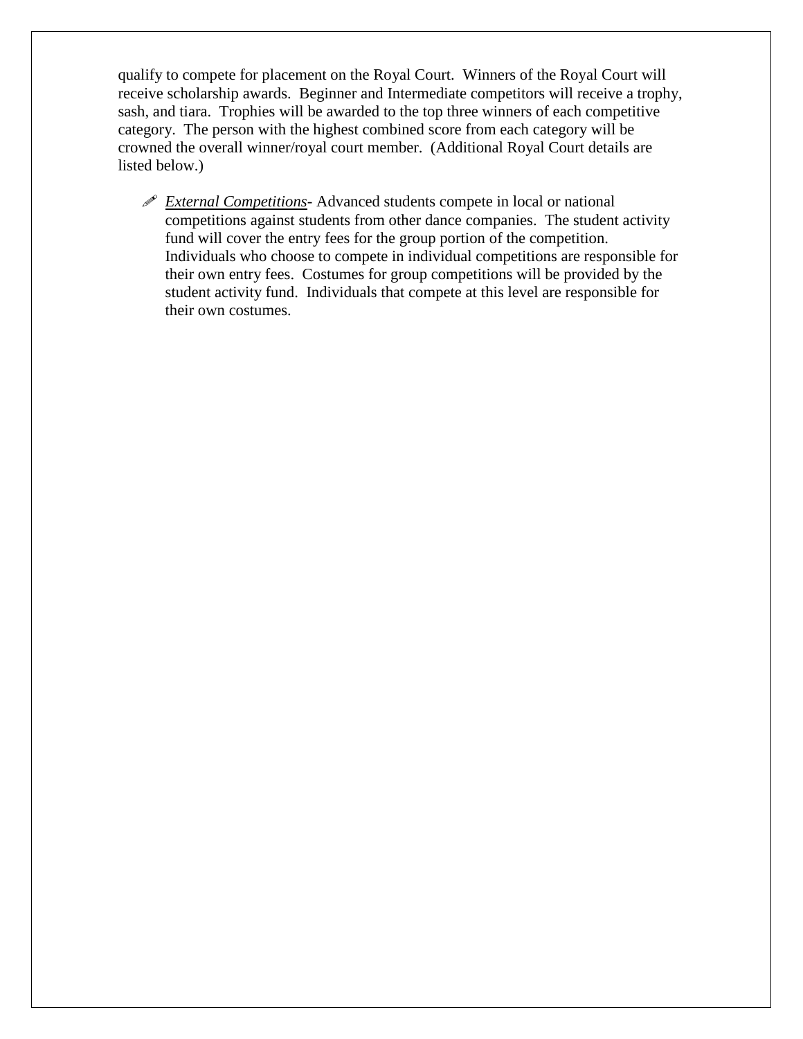qualify to compete for placement on the Royal Court. Winners of the Royal Court will receive scholarship awards. Beginner and Intermediate competitors will receive a trophy, sash, and tiara. Trophies will be awarded to the top three winners of each competitive category. The person with the highest combined score from each category will be crowned the overall winner/royal court member. (Additional Royal Court details are listed below.)

- ✎ *External Competitions*- Advanced students compete in local or national competitions against students from other dance companies. The student activity fund will cover the entry fees for the group portion of the competition. Individuals who choose to compete in individual competitions are responsible for their own entry fees. Costumes for group competitions will be provided by the student activity fund. Individuals that compete at this level are responsible for their own costumes.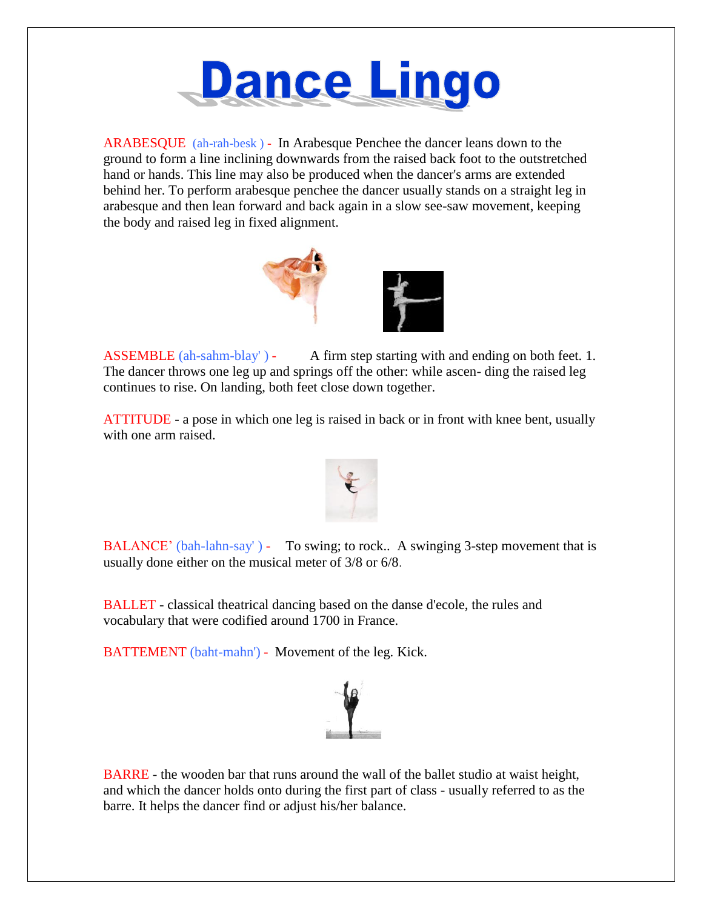# Dance Lingo

ARABESQUE (ah-rah-besk ) - In Arabesque Penchee the dancer leans down to the ground to form a line inclining downwards from the raised back foot to the outstretched hand or hands. This line may also be produced when the dancer's arms are extended behind her. To perform arabesque penchee the dancer usually stands on a straight leg in arabesque and then lean forward and back again in a slow see-saw movement, keeping the body and raised leg in fixed alignment.

ASSEMBLE (ah-sahm-blay' ) - A firm step starting with and ending on both feet. 1. The dancer throws one leg up and springs off the other: while ascen- ding the raised leg continues to rise. On landing, both feet close down together.

ATTITUDE - a pose in which one leg is raised in back or in front with knee bent, usually with one arm raised.

BALANCE' (bah-lahn-say' ) - To swing; to rock.. A swinging 3-step movement that is usually done either on the musical meter of 3/8 or 6/8.

BALLET - classical theatrical dancing based on the danse d'ecole, the rules and vocabulary that were codified around 1700 in France.

BATTEMENT (baht-mahn') - Movement of the leg. Kick.

BARRE - the wooden bar that runs around the wall of the ballet studio at waist height, and which the dancer holds onto during the first part of class - usually referred to as the barre. It helps the dancer find or adjust his/her balance.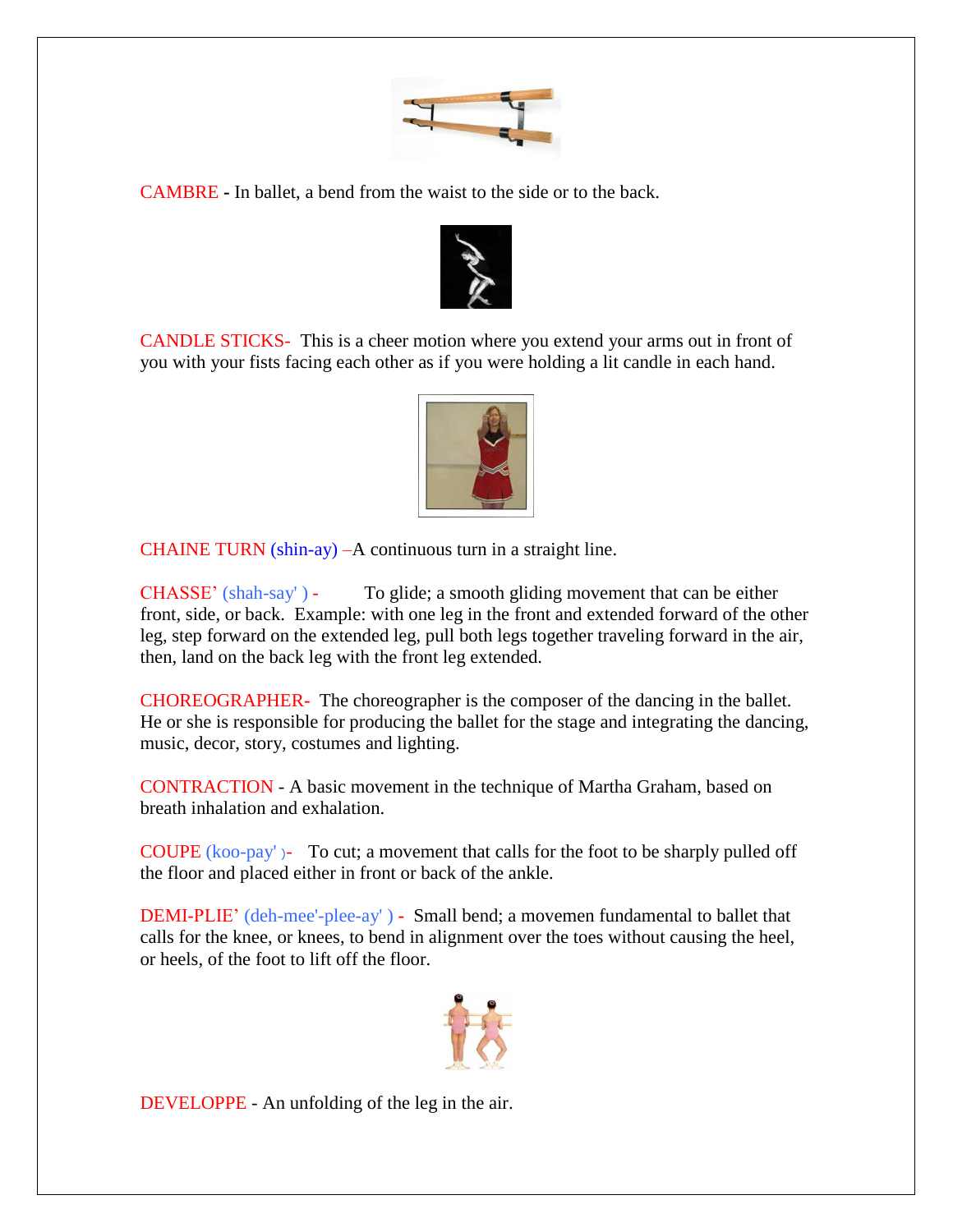CAMBRE - In ballet, a bend from the waist to the side or to the back.

CANDLE STICKS- This is a cheer motion where you extend your arms out in front of you with your fists facing each other as if you were holding a lit candle in each hand.

CHAINE TURN (shin-ay) –A continuous turn in a straight line.

CHASSE' (shah-say' ) - To glide; a smooth gliding movement that can be either front, side, or back. Example: with one leg in the front and extended forward of the other leg, step forward on the extended leg, pull both legs together traveling forward in the air, then, land on the back leg with the front leg extended.

CHOREOGRAPHER- The choreographer is the composer of the dancing in the ballet. He or she is responsible for producing the ballet for the stage and integrating the dancing, music, decor, story, costumes and lighting.

CONTRACTION - A basic movement in the technique of Martha Graham, based on breath inhalation and exhalation.

COUPE (koo-pay' )- To cut; a movement that calls for the foot to be sharply pulled off the floor and placed either in front or back of the ankle.

DEMI-PLIE' (deh-mee'-plee-ay' ) - Small bend; a movemen fundamental to ballet that calls for the knee, or knees, to bend in alignment over the toes without causing the heel, or heels, of the foot to lift off the floor.

DEVELOPPE - An unfolding of the leg in the air.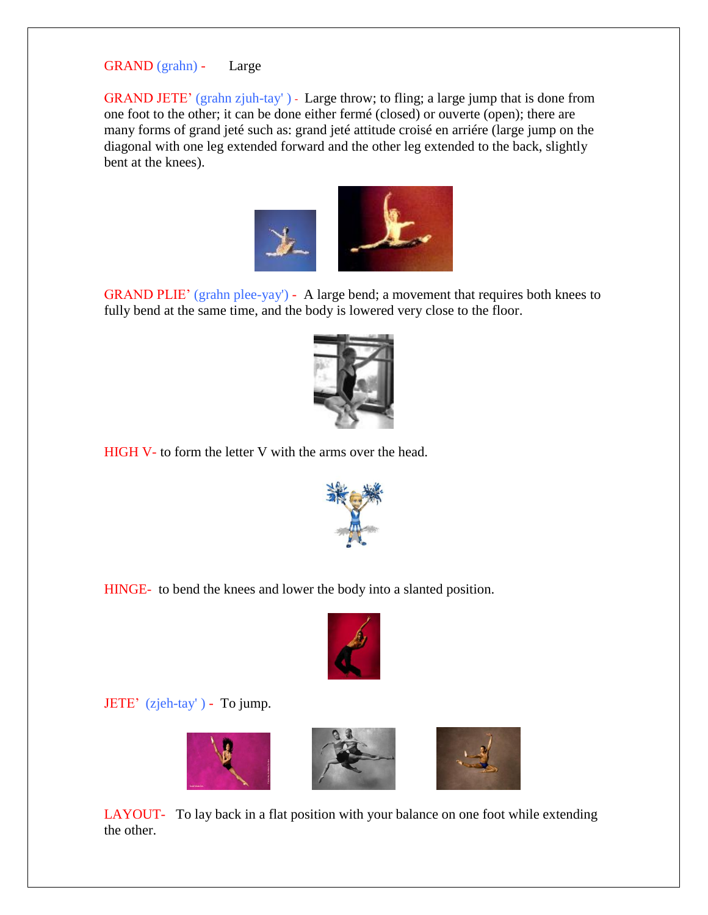GRAND (grahn) - Large

GRAND JETE' (grahn zjuh-tay' ) - Large throw; to fling; a large jump that is done from one foot to the other; it can be done either fermé (closed) or ouverte (open); there are many forms of grand jeté such as: grand jeté attitude croisé en arriére (large jump on the diagonal with one leg extended forward and the other leg extended to the back, slightly bent at the knees).

GRAND PLIE' (grahn plee-yay') - A large bend; a movement that requires both knees to fully bend at the same time, and the body is lowered very close to the floor.

HIGH V- to form the letter V with the arms over the head.

HINGE- to bend the knees and lower the body into a slanted position.

JETE' (zjeh-tay' ) - To jump.

LAYOUT- To lay back in a flat position with your balance on one foot while extending the other.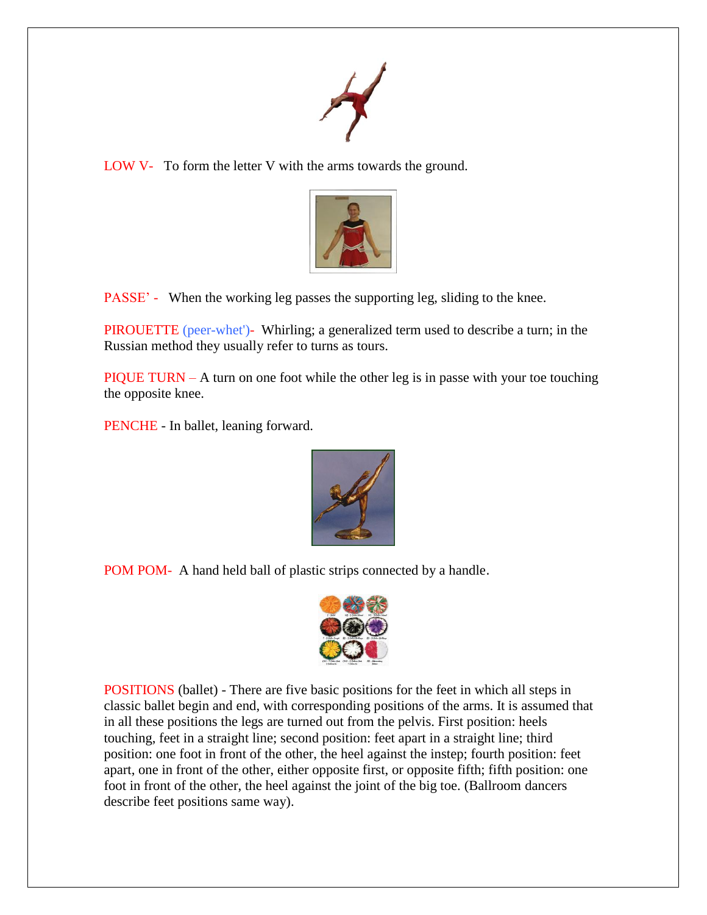LOW V- To form the letter V with the arms towards the ground.

PASSE' - When the working leg passes the supporting leg, sliding to the knee.

PIROUETTE (peer-whet')- Whirling; a generalized term used to describe a turn; in the Russian method they usually refer to turns as tours.

PIQUE TURN – A turn on one foot while the other leg is in passe with your toe touching the opposite knee.

PENCHE - In ballet, leaning forward.

POM POM- A hand held ball of plastic strips connected by a handle.

POSITIONS (ballet) - There are five basic positions for the feet in which all steps in classic ballet begin and end, with corresponding positions of the arms. It is assumed that in all these positions the legs are turned out from the pelvis. First position: heels touching, feet in a straight line; second position: feet apart in a straight line; third position: one foot in front of the other, the heel against the instep; fourth position: feet apart, one in front of the other, either opposite first, or opposite fifth; fifth position: one foot in front of the other, the heel against the joint of the big toe. (Ballroom dancers describe feet positions same way).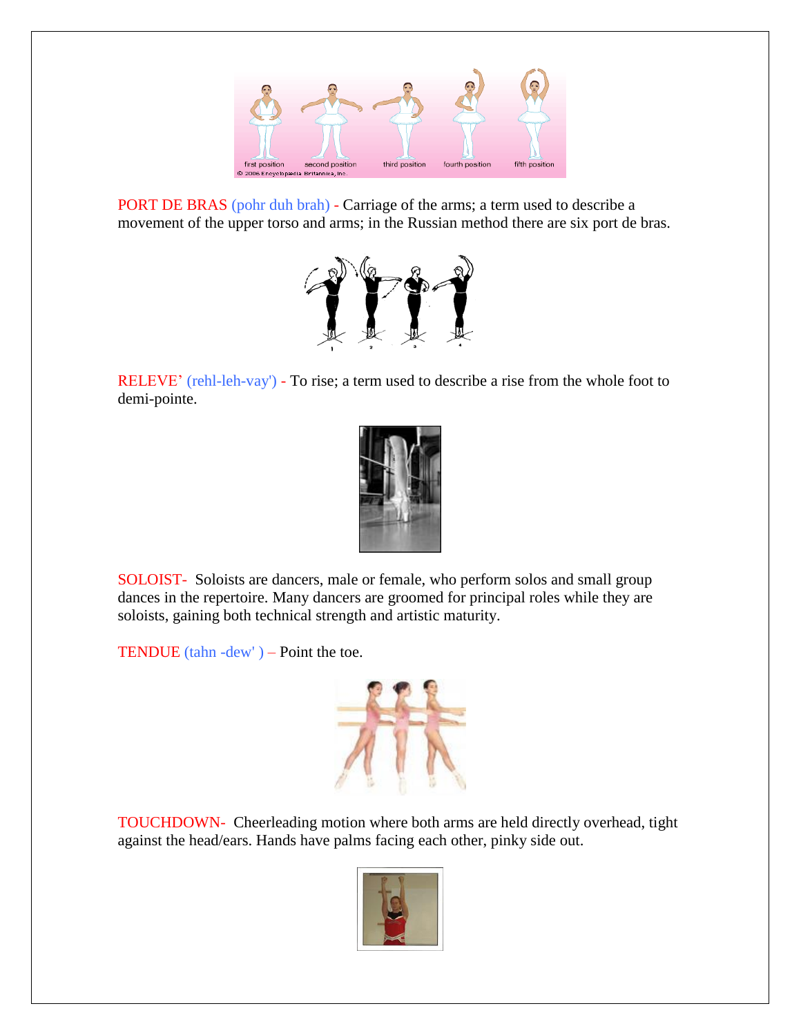PORT DE BRAS (pohr duh brah) - Carriage of the arms; a term used to describe a movement of the upper torso and arms; in the Russian method there are six port de bras.

RELEVE' (rehl-leh-vay') - To rise; a term used to describe a rise from the whole foot to demi-pointe.

SOLOIST- Soloists are dancers, male or female, who perform solos and small group dances in the repertoire. Many dancers are groomed for principal roles while they are soloists, gaining both technical strength and artistic maturity.

TENDUE (tahn -dew' ) – Point the toe.

TOUCHDOWN- Cheerleading motion where both arms are held directly overhead, tight against the head/ears. Hands have palms facing each other, pinky side out.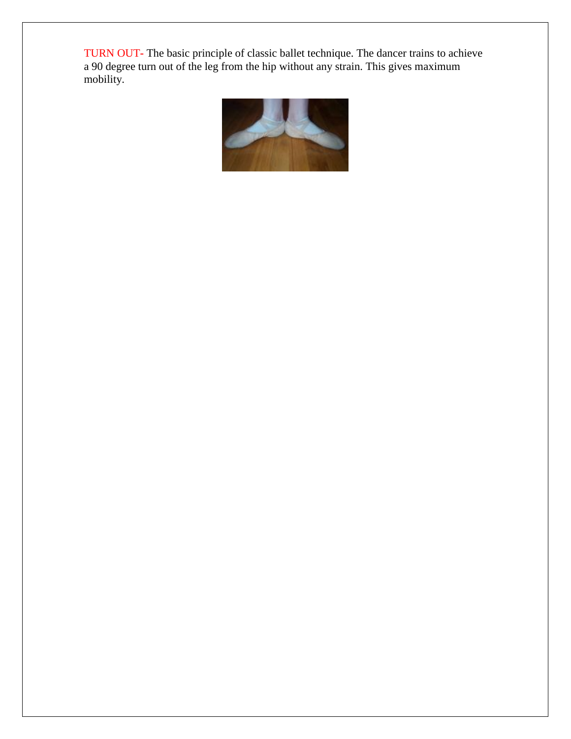TURN OUT- The basic principle of classic ballet technique. The dancer trains to achieve a 90 degree turn out of the leg from the hip without any strain. This gives maximum mobility.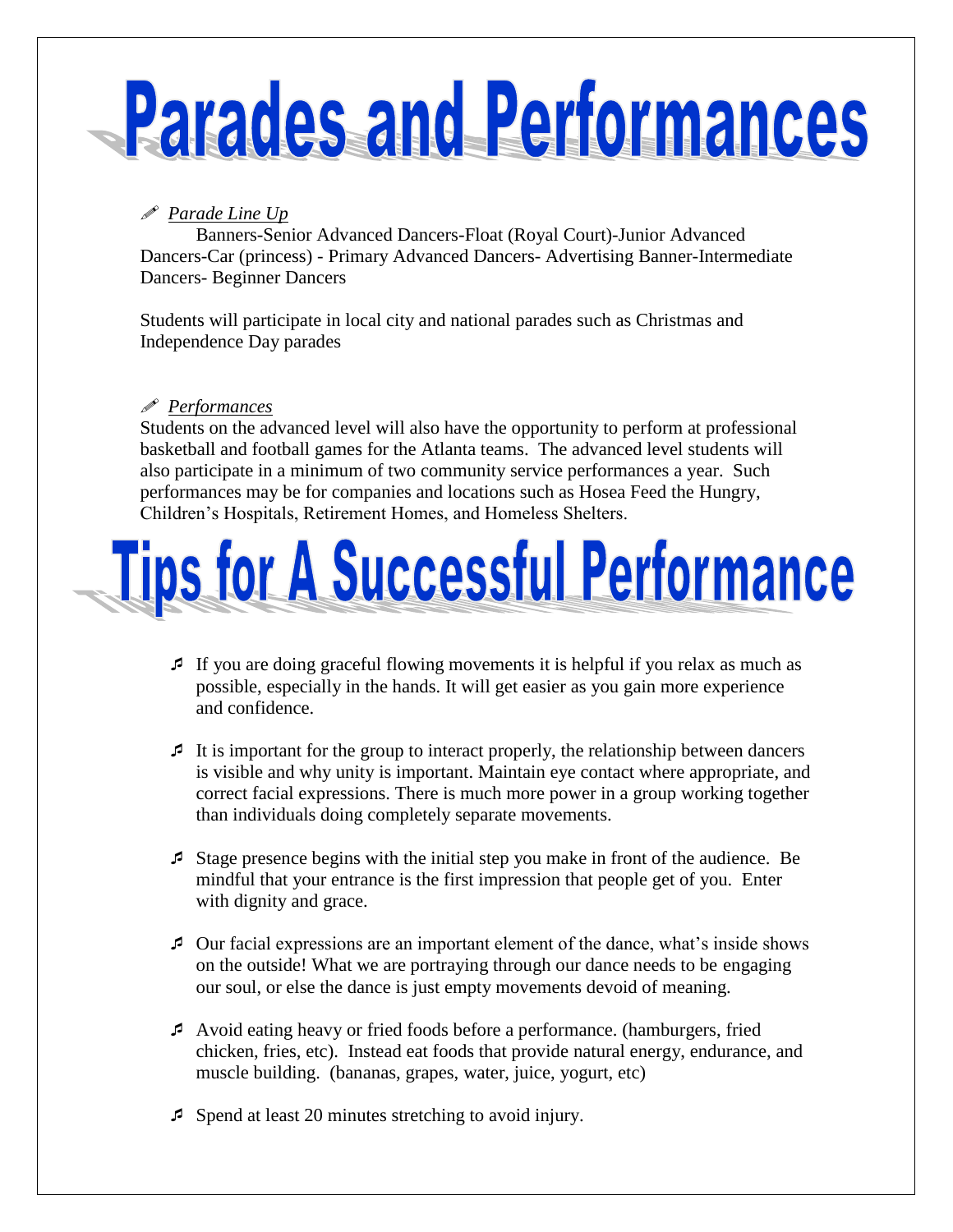# Parades and Performances

✏ *Parade Line Up*

Banners-Senior Advanced Dancers-Float (Royal Court)-Junior Advanced Dancers-Car (princess) - Primary Advanced Dancers- Advertising Banner-Intermediate Dancers- Beginner Dancers

Students will participate in local city and national parades such as Christmas and Independence Day parades

✏ *Performances*

Students on the advanced level will also have the opportunity to perform at professional basketball and football games for the Atlanta teams. The advanced level students will also participate in a minimum of two community service performances a year. Such performances may be for companies and locations such as Hosea Feed the Hungry, Children's Hospitals, Retirement Homes, and Homeless Shelters.

# Tips for A Successful Performance

- If you are doing graceful flowing movements it is helpful if you relax as much as possible, especially in the hands. It will get easier as you gain more experience and confidence.

- It is important for the group to interact properly, the relationship between dancers is visible and why unity is important. Maintain eye contact where appropriate, and correct facial expressions. There is much more power in a group working together than individuals doing completely separate movements.

- Stage presence begins with the initial step you make in front of the audience. Be mindful that your entrance is the first impression that people get of you. Enter with dignity and grace.

- Our facial expressions are an important element of the dance, what's inside shows on the outside! What we are portraying through our dance needs to be engaging our soul, or else the dance is just empty movements devoid of meaning.

- Avoid eating heavy or fried foods before a performance. (hamburgers, fried chicken, fries, etc). Instead eat foods that provide natural energy, endurance, and muscle building. (bananas, grapes, water, juice, yogurt, etc)

- Spend at least 20 minutes stretching to avoid injury.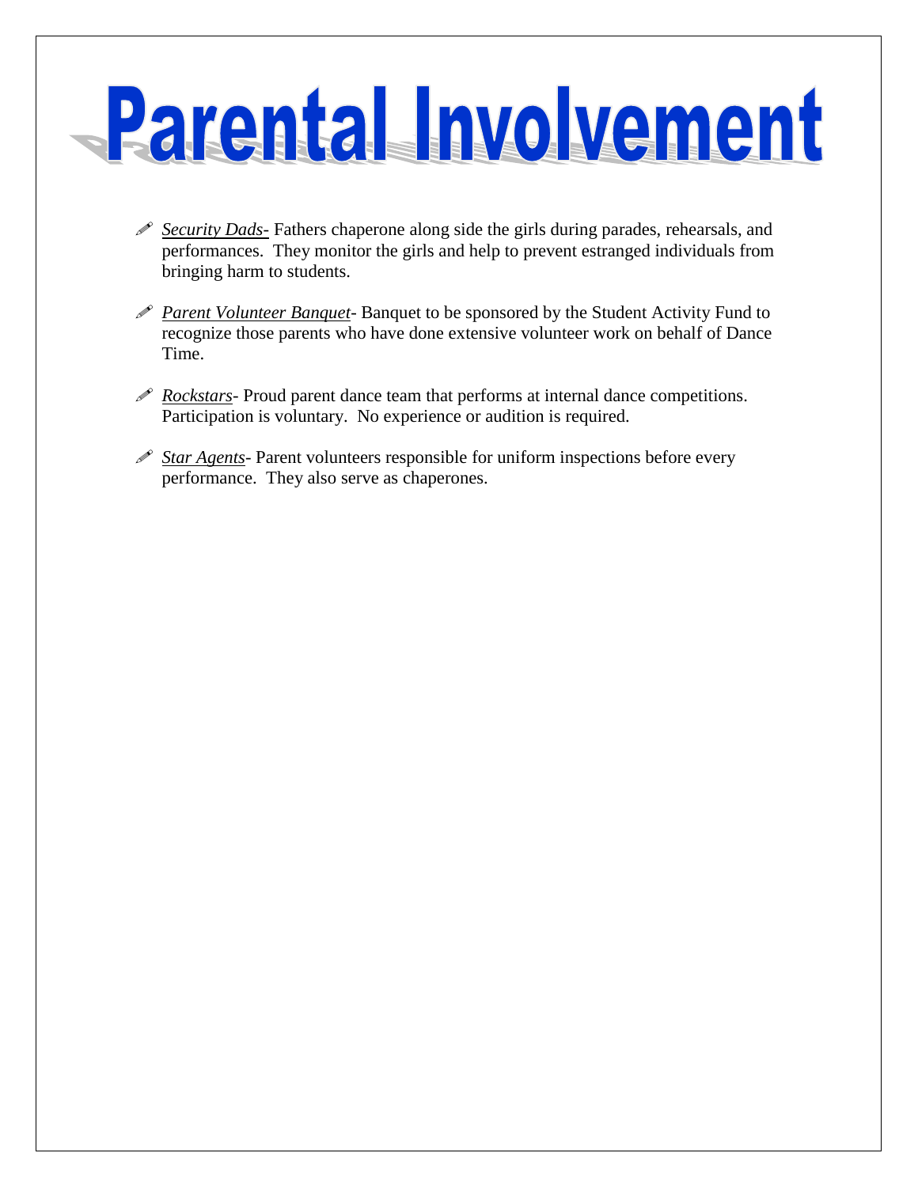# Parental Involvement

- *Security Dads-* Fathers chaperone along side the girls during parades, rehearsals, and performances. They monitor the girls and help to prevent estranged individuals from bringing harm to students.

- *Parent Volunteer Banquet*- Banquet to be sponsored by the Student Activity Fund to recognize those parents who have done extensive volunteer work on behalf of Dance Time.

- *Rockstars*- Proud parent dance team that performs at internal dance competitions. Participation is voluntary. No experience or audition is required.

- *Star Agents*- Parent volunteers responsible for uniform inspections before every performance. They also serve as chaperones.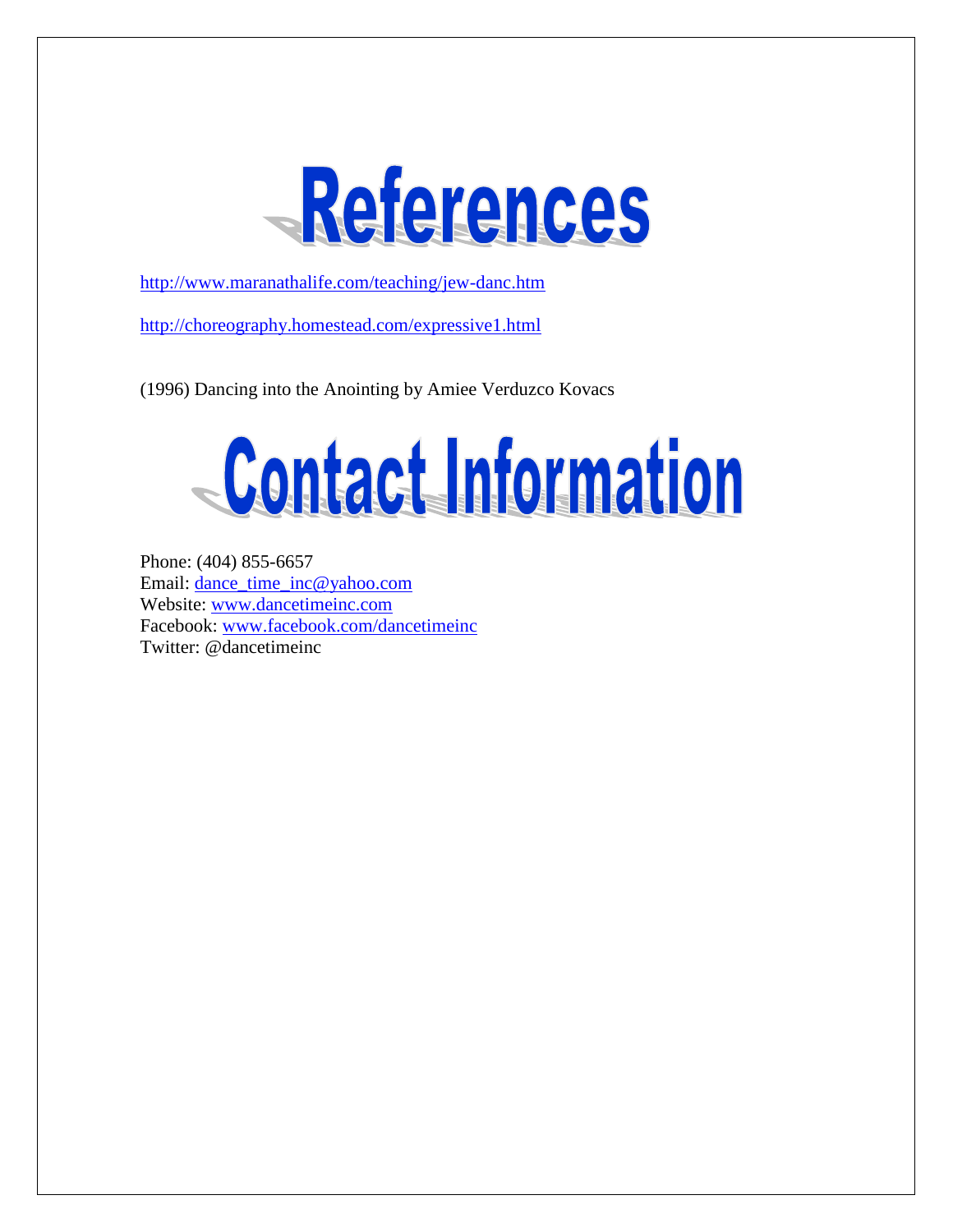# References

http://www.maranathalife.com/teaching/jew-danc.htm

http://choreography.homestead.com/expressive1.html

(1996) Dancing into the Anointing by Amiee Verduzco Kovacs

# Contact Information

Phone: (404) 855-6657
Email: dance_time_inc@yahoo.com
Website: www.dancetimeinc.com
Facebook: www.facebook.com/dancetimeinc
Twitter: @dancetimeinc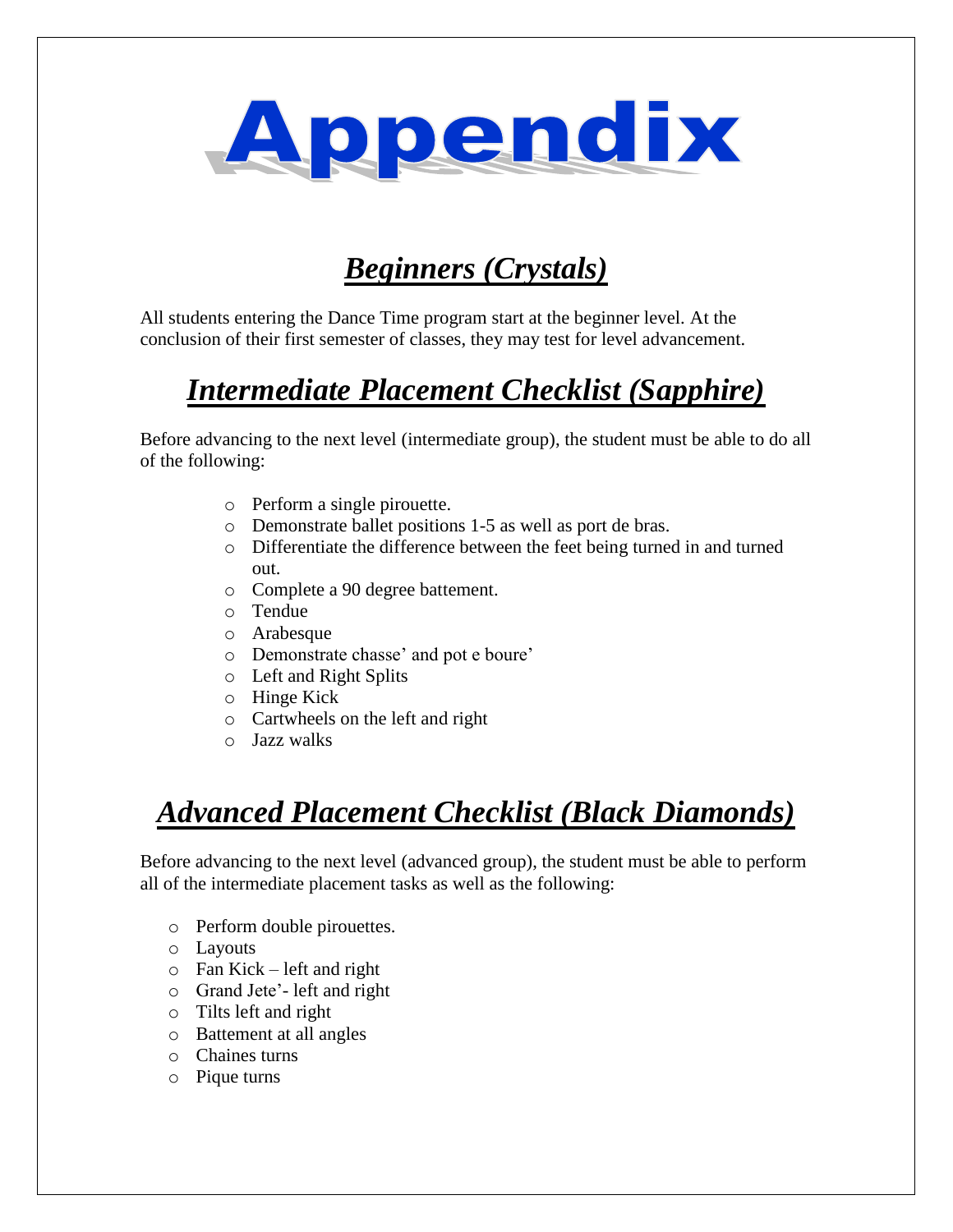# Appendix

## *Beginners (Crystals)*

All students entering the Dance Time program start at the beginner level. At the conclusion of their first semester of classes, they may test for level advancement.

## *Intermediate Placement Checklist (Sapphire)*

Before advancing to the next level (intermediate group), the student must be able to do all of the following:

- Perform a single pirouette.
- Demonstrate ballet positions 1-5 as well as port de bras.
- Differentiate the difference between the feet being turned in and turned out.
- Complete a 90 degree battement.
- Tendue
- Arabesque
- Demonstrate chasse' and pot e boure'
- Left and Right Splits
- Hinge Kick
- Cartwheels on the left and right
- Jazz walks

## *Advanced Placement Checklist (Black Diamonds)*

Before advancing to the next level (advanced group), the student must be able to perform all of the intermediate placement tasks as well as the following:

- Perform double pirouettes.
- Layouts
- Fan Kick – left and right
- Grand Jete'- left and right
- Tilts left and right
- Battement at all angles
- Chaines turns
- Pique turns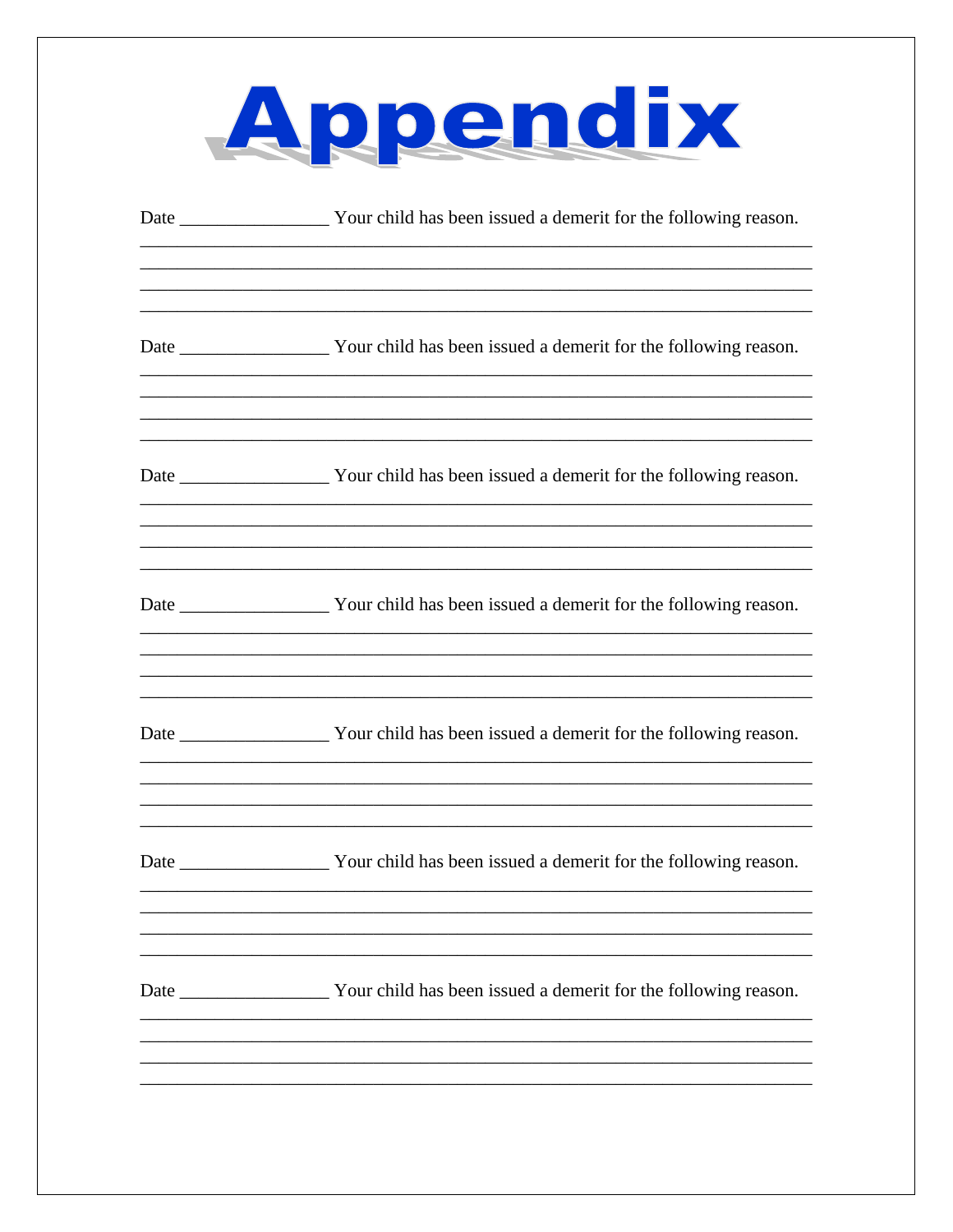# Appendix

Date ________________ Your child has been issued a demerit for the following reason.

________________________________________________________________________

________________________________________________________________________

________________________________________________________________________

________________________________________________________________________

Date ________________ Your child has been issued a demerit for the following reason.

________________________________________________________________________

________________________________________________________________________

________________________________________________________________________

________________________________________________________________________

Date ________________ Your child has been issued a demerit for the following reason.

________________________________________________________________________

________________________________________________________________________

________________________________________________________________________

________________________________________________________________________

Date ________________ Your child has been issued a demerit for the following reason.

________________________________________________________________________

________________________________________________________________________

________________________________________________________________________

________________________________________________________________________

Date ________________ Your child has been issued a demerit for the following reason.

________________________________________________________________________

________________________________________________________________________

________________________________________________________________________

________________________________________________________________________

Date ________________ Your child has been issued a demerit for the following reason.

________________________________________________________________________

________________________________________________________________________

________________________________________________________________________

________________________________________________________________________

Date ________________ Your child has been issued a demerit for the following reason.

________________________________________________________________________

________________________________________________________________________

________________________________________________________________________

________________________________________________________________________